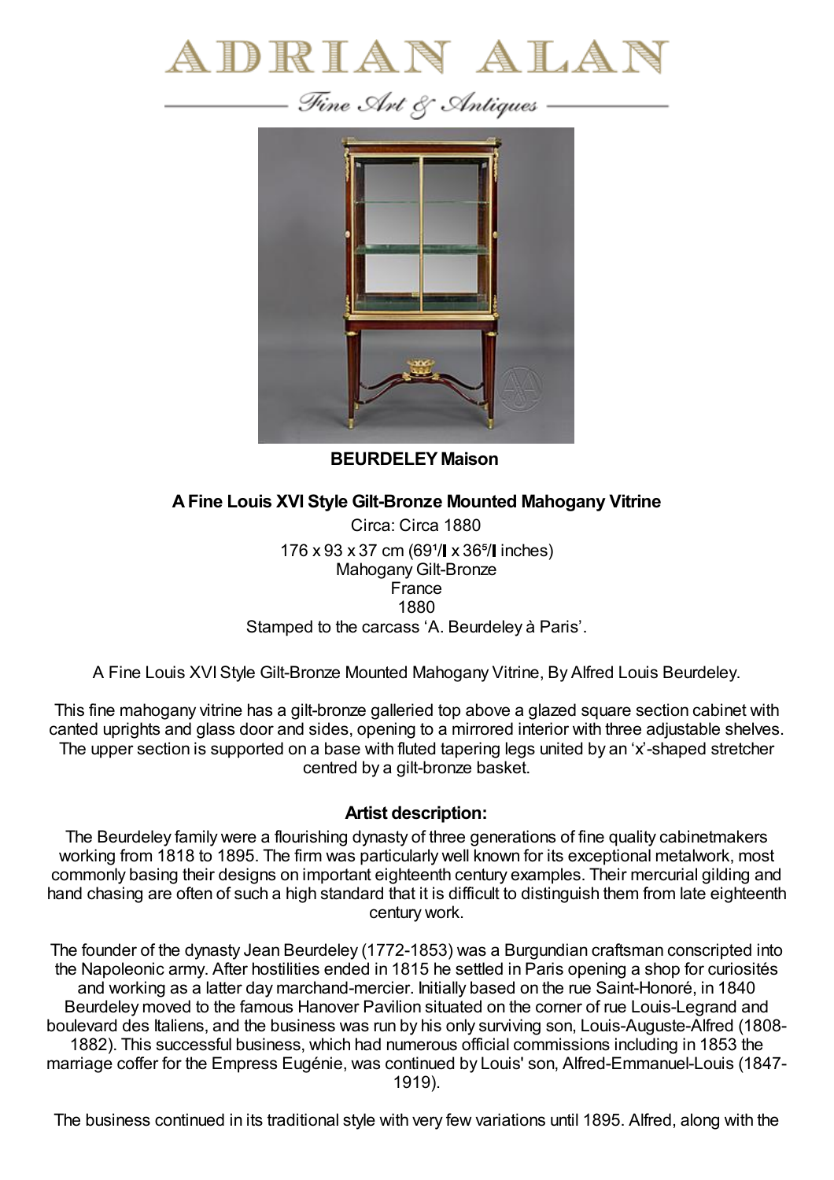# ADRIAN ALAN

*Fine Art & Antiques*

**BEURDELEY Maison**

**A Fine Louis XVI Style Gilt-Bronze Mounted Mahogany Vitrine**

Circa: Circa 1880

176 x 93 x 37 cm (69¹/▌x 36⁵/▌inches)

Mahogany Gilt-Bronze

France

1880

Stamped to the carcass ‘A. Beurdeley à Paris’.

A Fine Louis XVI Style Gilt-Bronze Mounted Mahogany Vitrine, By Alfred Louis Beurdeley.

This fine mahogany vitrine has a gilt-bronze galleried top above a glazed square section cabinet with canted uprights and glass door and sides, opening to a mirrored interior with three adjustable shelves. The upper section is supported on a base with fluted tapering legs united by an ‘x’-shaped stretcher centred by a gilt-bronze basket.

### Artist description:

The Beurdeley family were a flourishing dynasty of three generations of fine quality cabinetmakers working from 1818 to 1895. The firm was particularly well known for its exceptional metalwork, most commonly basing their designs on important eighteenth century examples. Their mercurial gilding and hand chasing are often of such a high standard that it is difficult to distinguish them from late eighteenth century work.

The founder of the dynasty Jean Beurdeley (1772-1853) was a Burgundian craftsman conscripted into the Napoleonic army. After hostilities ended in 1815 he settled in Paris opening a shop for curiosités and working as a latter day marchand-mercier. Initially based on the rue Saint-Honoré, in 1840 Beurdeley moved to the famous Hanover Pavilion situated on the corner of rue Louis-Legrand and boulevard des Italiens, and the business was run by his only surviving son, Louis-Auguste-Alfred (1808-1882). This successful business, which had numerous official commissions including in 1853 the marriage coffer for the Empress Eugénie, was continued by Louis' son, Alfred-Emmanuel-Louis (1847-1919).

The business continued in its traditional style with very few variations until 1895. Alfred, along with the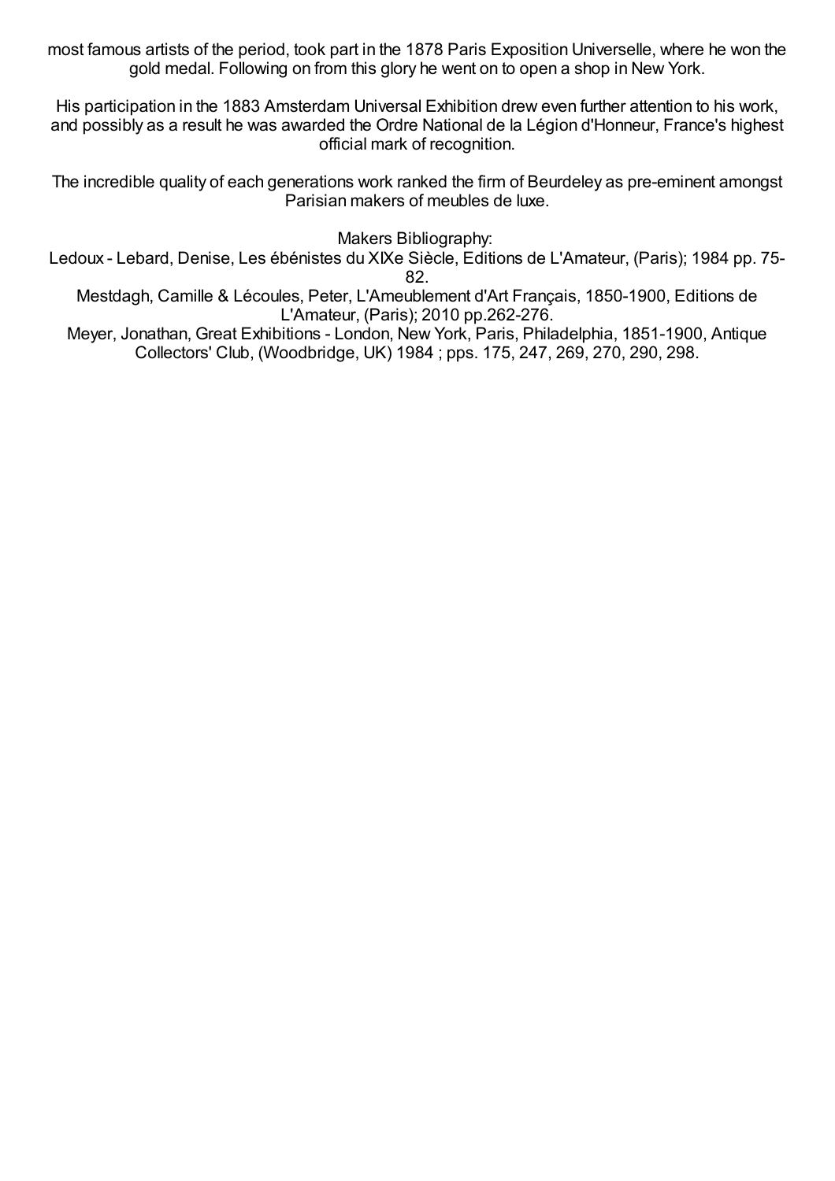most famous artists of the period, took part in the 1878 Paris Exposition Universelle, where he won the gold medal. Following on from this glory he went on to open a shop in New York.

His participation in the 1883 Amsterdam Universal Exhibition drew even further attention to his work, and possibly as a result he was awarded the Ordre National de la Légion d'Honneur, France's highest official mark of recognition.

The incredible quality of each generations work ranked the firm of Beurdeley as pre-eminent amongst Parisian makers of meubles de luxe.

Makers Bibliography:

Ledoux - Lebard, Denise, Les ébénistes du XIXe Siècle, Editions de L'Amateur, (Paris); 1984 pp. 75-82.

Mestdagh, Camille & Lécoules, Peter, L'Ameublement d'Art Français, 1850-1900, Editions de L'Amateur, (Paris); 2010 pp.262-276.

Meyer, Jonathan, Great Exhibitions - London, New York, Paris, Philadelphia, 1851-1900, Antique Collectors' Club, (Woodbridge, UK) 1984 ; pps. 175, 247, 269, 270, 290, 298.